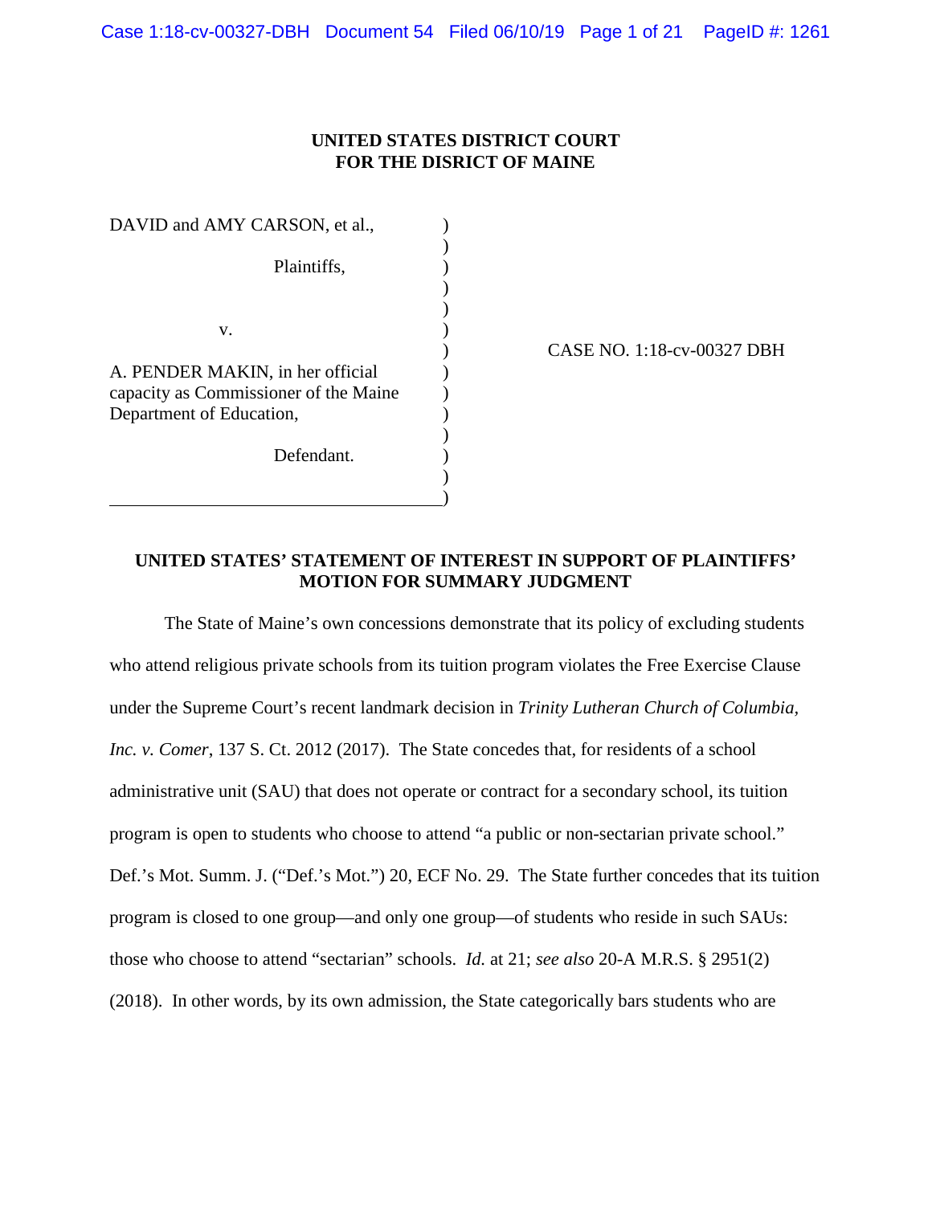**UNITED STATES DISTRICT COURT**
**FOR THE DISRICT OF MAINE**

| | | |
|---|---|---|
| DAVID and AMY CARSON, et al., | ) | |
| Plaintiffs, | ) | |
| v. | ) | CASE NO. 1:18-cv-00327 DBH |
| A. PENDER MAKIN, in her official capacity as Commissioner of the Maine Department of Education, | ) | |
| Defendant. | ) | |

**UNITED STATES' STATEMENT OF INTEREST IN SUPPORT OF PLAINTIFFS' MOTION FOR SUMMARY JUDGMENT**

The State of Maine's own concessions demonstrate that its policy of excluding students who attend religious private schools from its tuition program violates the Free Exercise Clause under the Supreme Court's recent landmark decision in *Trinity Lutheran Church of Columbia, Inc. v. Comer*, 137 S. Ct. 2012 (2017). The State concedes that, for residents of a school administrative unit (SAU) that does not operate or contract for a secondary school, its tuition program is open to students who choose to attend "a public or non-sectarian private school." Def.'s Mot. Summ. J. ("Def.'s Mot.") 20, ECF No. 29. The State further concedes that its tuition program is closed to one group—and only one group—of students who reside in such SAUs: those who choose to attend "sectarian" schools. *Id.* at 21; *see also* 20-A M.R.S. § 2951(2) (2018). In other words, by its own admission, the State categorically bars students who are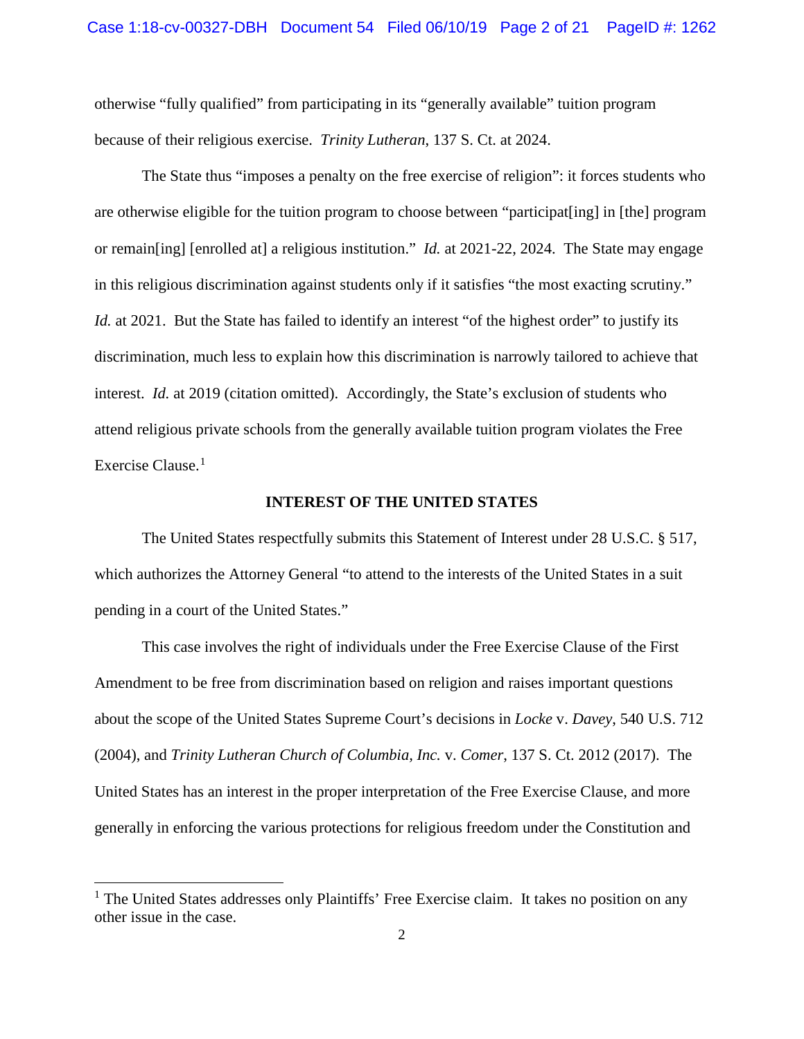otherwise "fully qualified" from participating in its "generally available" tuition program because of their religious exercise. *Trinity Lutheran*, 137 S. Ct. at 2024.

The State thus "imposes a penalty on the free exercise of religion": it forces students who are otherwise eligible for the tuition program to choose between "participat[ing] in [the] program or remain[ing] [enrolled at] a religious institution." *Id.* at 2021-22, 2024. The State may engage in this religious discrimination against students only if it satisfies "the most exacting scrutiny." *Id.* at 2021. But the State has failed to identify an interest "of the highest order" to justify its discrimination, much less to explain how this discrimination is narrowly tailored to achieve that interest. *Id.* at 2019 (citation omitted). Accordingly, the State's exclusion of students who attend religious private schools from the generally available tuition program violates the Free Exercise Clause.[1]

## INTEREST OF THE UNITED STATES

The United States respectfully submits this Statement of Interest under 28 U.S.C. § 517, which authorizes the Attorney General "to attend to the interests of the United States in a suit pending in a court of the United States."

This case involves the right of individuals under the Free Exercise Clause of the First Amendment to be free from discrimination based on religion and raises important questions about the scope of the United States Supreme Court's decisions in *Locke* v. *Davey*, 540 U.S. 712 (2004), and *Trinity Lutheran Church of Columbia, Inc.* v. *Comer*, 137 S. Ct. 2012 (2017). The United States has an interest in the proper interpretation of the Free Exercise Clause, and more generally in enforcing the various protections for religious freedom under the Constitution and

[1] The United States addresses only Plaintiffs' Free Exercise claim. It takes no position on any other issue in the case.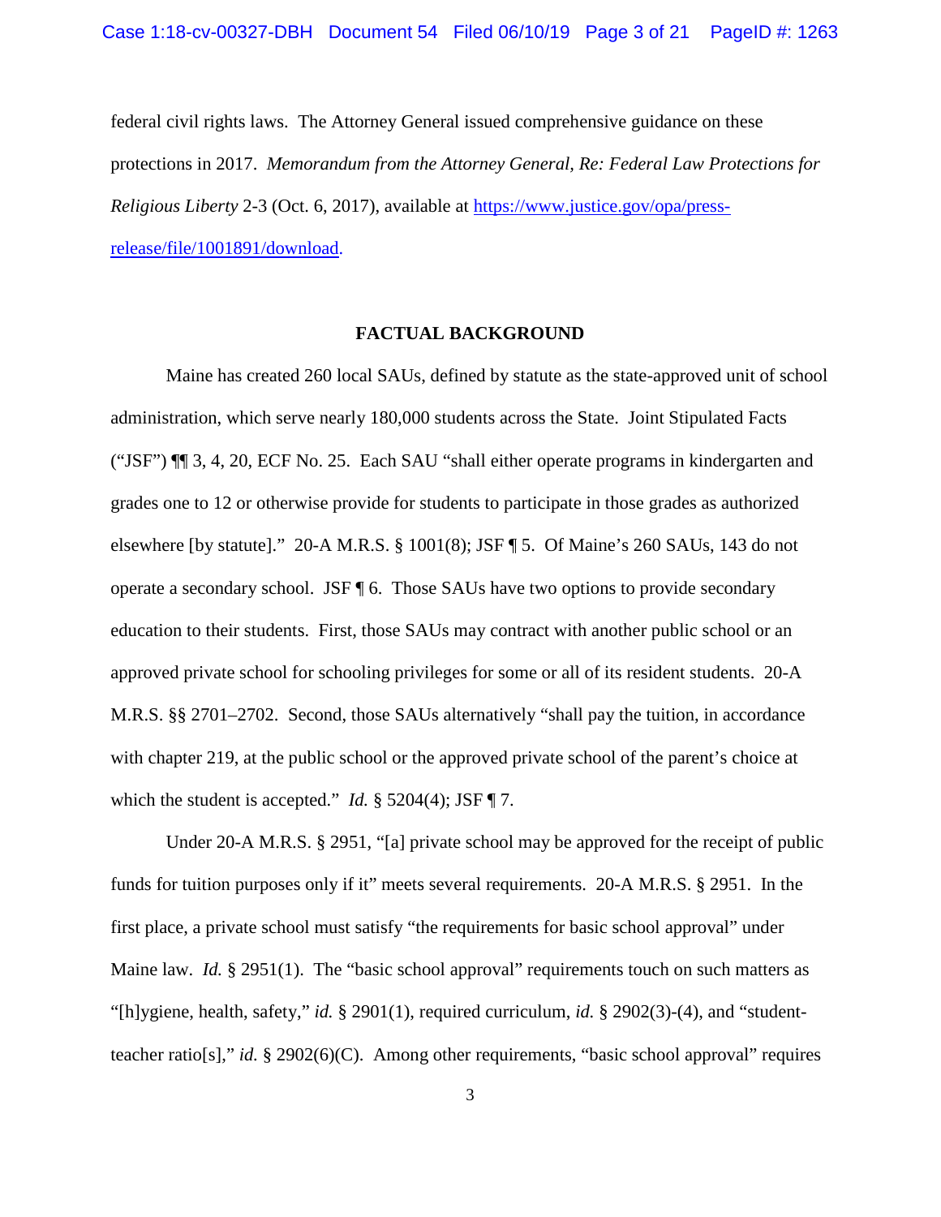federal civil rights laws. The Attorney General issued comprehensive guidance on these protections in 2017. *Memorandum from the Attorney General, Re: Federal Law Protections for Religious Liberty* 2-3 (Oct. 6, 2017), available at https://www.justice.gov/opa/press-release/file/1001891/download.

## FACTUAL BACKGROUND

Maine has created 260 local SAUs, defined by statute as the state-approved unit of school administration, which serve nearly 180,000 students across the State. Joint Stipulated Facts ("JSF") ¶¶ 3, 4, 20, ECF No. 25. Each SAU "shall either operate programs in kindergarten and grades one to 12 or otherwise provide for students to participate in those grades as authorized elsewhere [by statute]." 20-A M.R.S. § 1001(8); JSF ¶ 5. Of Maine's 260 SAUs, 143 do not operate a secondary school. JSF ¶ 6. Those SAUs have two options to provide secondary education to their students. First, those SAUs may contract with another public school or an approved private school for schooling privileges for some or all of its resident students. 20-A M.R.S. §§ 2701–2702. Second, those SAUs alternatively "shall pay the tuition, in accordance with chapter 219, at the public school or the approved private school of the parent's choice at which the student is accepted." *Id.* § 5204(4); JSF ¶ 7.

Under 20-A M.R.S. § 2951, "[a] private school may be approved for the receipt of public funds for tuition purposes only if it" meets several requirements. 20-A M.R.S. § 2951. In the first place, a private school must satisfy "the requirements for basic school approval" under Maine law. *Id.* § 2951(1). The "basic school approval" requirements touch on such matters as "[h]ygiene, health, safety," *id.* § 2901(1), required curriculum, *id.* § 2902(3)-(4), and "student-teacher ratio[s]," *id.* § 2902(6)(C). Among other requirements, "basic school approval" requires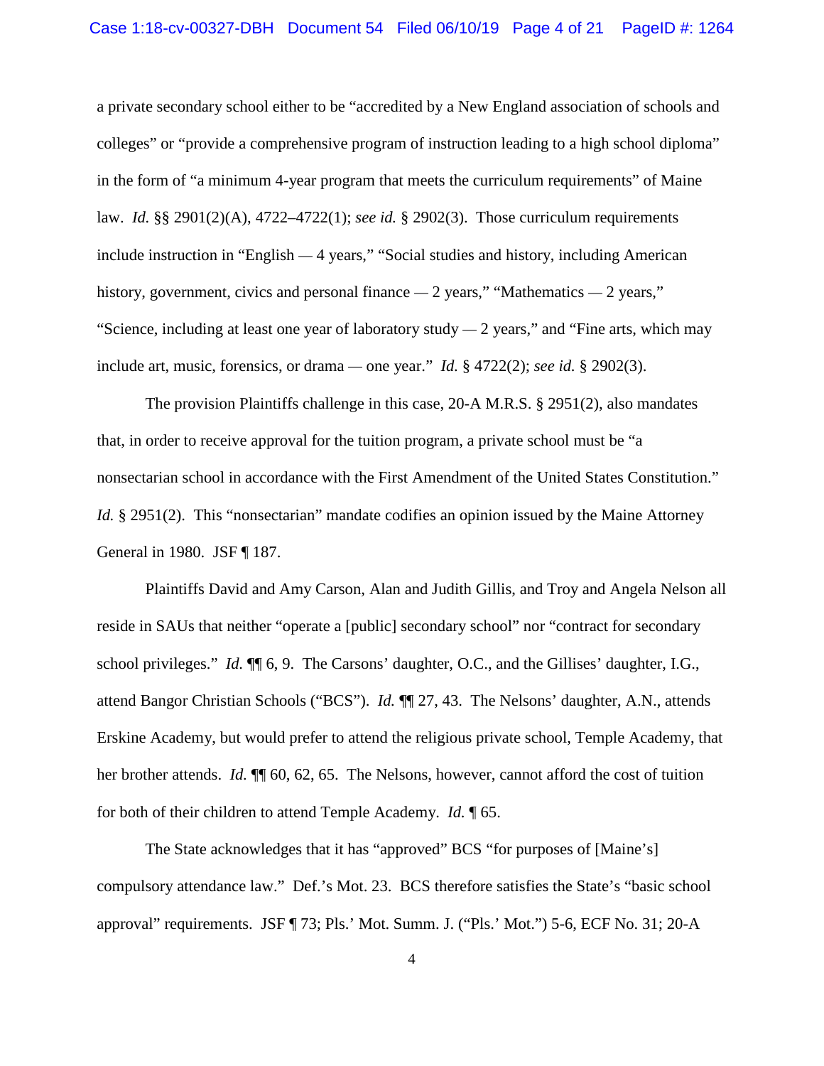a private secondary school either to be "accredited by a New England association of schools and colleges" or "provide a comprehensive program of instruction leading to a high school diploma" in the form of "a minimum 4-year program that meets the curriculum requirements" of Maine law. *Id.* §§ 2901(2)(A), 4722–4722(1); *see id.* § 2902(3). Those curriculum requirements include instruction in "English — 4 years," "Social studies and history, including American history, government, civics and personal finance — 2 years," "Mathematics — 2 years," "Science, including at least one year of laboratory study — 2 years," and "Fine arts, which may include art, music, forensics, or drama — one year." *Id.* § 4722(2); *see id.* § 2902(3).

The provision Plaintiffs challenge in this case, 20-A M.R.S. § 2951(2), also mandates that, in order to receive approval for the tuition program, a private school must be "a nonsectarian school in accordance with the First Amendment of the United States Constitution." *Id.* § 2951(2). This "nonsectarian" mandate codifies an opinion issued by the Maine Attorney General in 1980. JSF ¶ 187.

Plaintiffs David and Amy Carson, Alan and Judith Gillis, and Troy and Angela Nelson all reside in SAUs that neither "operate a [public] secondary school" nor "contract for secondary school privileges." *Id.* ¶¶ 6, 9. The Carsons' daughter, O.C., and the Gillises' daughter, I.G., attend Bangor Christian Schools ("BCS"). *Id.* ¶¶ 27, 43. The Nelsons' daughter, A.N., attends Erskine Academy, but would prefer to attend the religious private school, Temple Academy, that her brother attends. *Id.* ¶¶ 60, 62, 65. The Nelsons, however, cannot afford the cost of tuition for both of their children to attend Temple Academy. *Id.* ¶ 65.

The State acknowledges that it has "approved" BCS "for purposes of [Maine's] compulsory attendance law." Def.'s Mot. 23. BCS therefore satisfies the State's "basic school approval" requirements. JSF ¶ 73; Pls.' Mot. Summ. J. ("Pls.' Mot.") 5-6, ECF No. 31; 20-A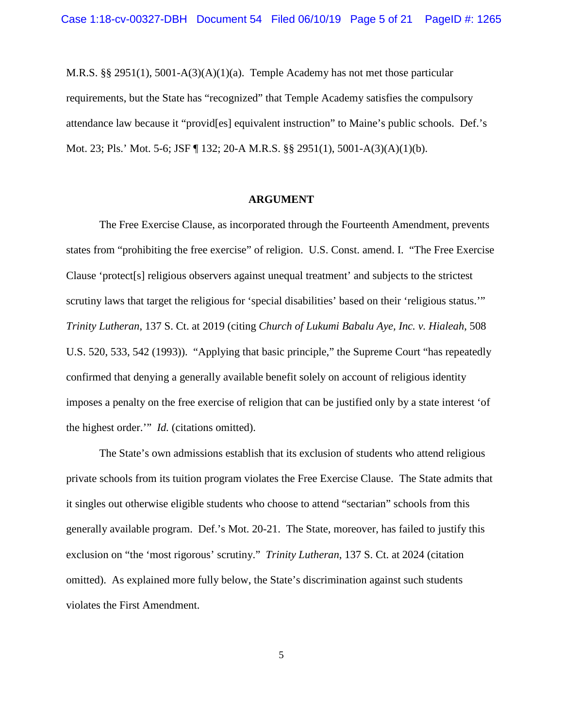M.R.S. §§ 2951(1), 5001-A(3)(A)(1)(a). Temple Academy has not met those particular requirements, but the State has "recognized" that Temple Academy satisfies the compulsory attendance law because it "provid[es] equivalent instruction" to Maine's public schools. Def.'s Mot. 23; Pls.' Mot. 5-6; JSF ¶ 132; 20-A M.R.S. §§ 2951(1), 5001-A(3)(A)(1)(b).

## ARGUMENT

The Free Exercise Clause, as incorporated through the Fourteenth Amendment, prevents states from "prohibiting the free exercise" of religion. U.S. Const. amend. I. "The Free Exercise Clause 'protect[s] religious observers against unequal treatment' and subjects to the strictest scrutiny laws that target the religious for 'special disabilities' based on their 'religious status.'" *Trinity Lutheran*, 137 S. Ct. at 2019 (citing *Church of Lukumi Babalu Aye, Inc. v. Hialeah*, 508 U.S. 520, 533, 542 (1993)). "Applying that basic principle," the Supreme Court "has repeatedly confirmed that denying a generally available benefit solely on account of religious identity imposes a penalty on the free exercise of religion that can be justified only by a state interest 'of the highest order.'" *Id.* (citations omitted).

The State's own admissions establish that its exclusion of students who attend religious private schools from its tuition program violates the Free Exercise Clause. The State admits that it singles out otherwise eligible students who choose to attend "sectarian" schools from this generally available program. Def.'s Mot. 20-21. The State, moreover, has failed to justify this exclusion on "the 'most rigorous' scrutiny." *Trinity Lutheran*, 137 S. Ct. at 2024 (citation omitted). As explained more fully below, the State's discrimination against such students violates the First Amendment.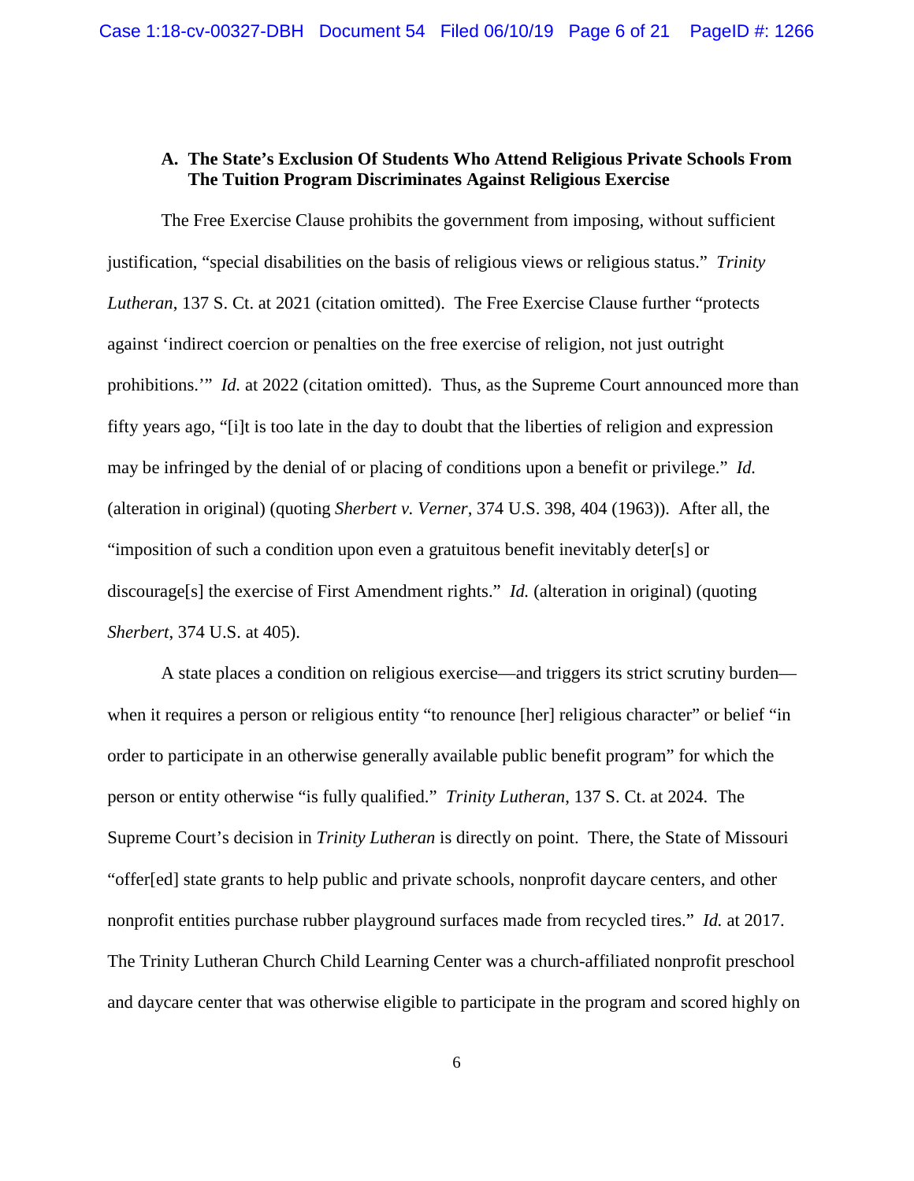### A. The State's Exclusion Of Students Who Attend Religious Private Schools From The Tuition Program Discriminates Against Religious Exercise

The Free Exercise Clause prohibits the government from imposing, without sufficient justification, "special disabilities on the basis of religious views or religious status." *Trinity Lutheran*, 137 S. Ct. at 2021 (citation omitted). The Free Exercise Clause further "protects against 'indirect coercion or penalties on the free exercise of religion, not just outright prohibitions.'" *Id.* at 2022 (citation omitted). Thus, as the Supreme Court announced more than fifty years ago, "[i]t is too late in the day to doubt that the liberties of religion and expression may be infringed by the denial of or placing of conditions upon a benefit or privilege." *Id.* (alteration in original) (quoting *Sherbert v. Verner*, 374 U.S. 398, 404 (1963)). After all, the "imposition of such a condition upon even a gratuitous benefit inevitably deter[s] or discourage[s] the exercise of First Amendment rights." *Id.* (alteration in original) (quoting *Sherbert*, 374 U.S. at 405).

A state places a condition on religious exercise—and triggers its strict scrutiny burden—when it requires a person or religious entity "to renounce [her] religious character" or belief "in order to participate in an otherwise generally available public benefit program" for which the person or entity otherwise "is fully qualified." *Trinity Lutheran*, 137 S. Ct. at 2024. The Supreme Court's decision in *Trinity Lutheran* is directly on point. There, the State of Missouri "offer[ed] state grants to help public and private schools, nonprofit daycare centers, and other nonprofit entities purchase rubber playground surfaces made from recycled tires." *Id.* at 2017. The Trinity Lutheran Church Child Learning Center was a church-affiliated nonprofit preschool and daycare center that was otherwise eligible to participate in the program and scored highly on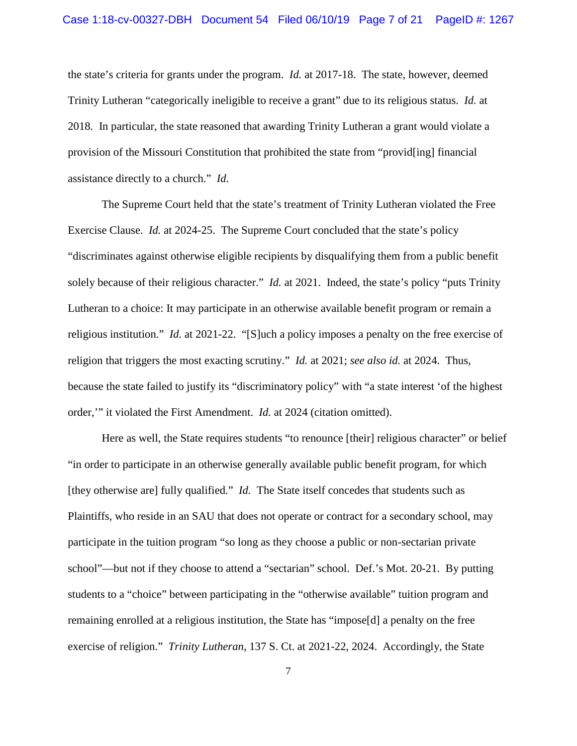the state's criteria for grants under the program. *Id.* at 2017-18. The state, however, deemed Trinity Lutheran "categorically ineligible to receive a grant" due to its religious status. *Id.* at 2018. In particular, the state reasoned that awarding Trinity Lutheran a grant would violate a provision of the Missouri Constitution that prohibited the state from "provid[ing] financial assistance directly to a church." *Id.*

The Supreme Court held that the state's treatment of Trinity Lutheran violated the Free Exercise Clause. *Id.* at 2024-25. The Supreme Court concluded that the state's policy "discriminates against otherwise eligible recipients by disqualifying them from a public benefit solely because of their religious character." *Id.* at 2021. Indeed, the state's policy "puts Trinity Lutheran to a choice: It may participate in an otherwise available benefit program or remain a religious institution." *Id.* at 2021-22. "[S]uch a policy imposes a penalty on the free exercise of religion that triggers the most exacting scrutiny." *Id.* at 2021; *see also id.* at 2024. Thus, because the state failed to justify its "discriminatory policy" with "a state interest 'of the highest order,'" it violated the First Amendment. *Id.* at 2024 (citation omitted).

Here as well, the State requires students "to renounce [their] religious character" or belief "in order to participate in an otherwise generally available public benefit program, for which [they otherwise are] fully qualified." *Id.* The State itself concedes that students such as Plaintiffs, who reside in an SAU that does not operate or contract for a secondary school, may participate in the tuition program "so long as they choose a public or non-sectarian private school"—but not if they choose to attend a "sectarian" school. Def.'s Mot. 20-21. By putting students to a "choice" between participating in the "otherwise available" tuition program and remaining enrolled at a religious institution, the State has "impose[d] a penalty on the free exercise of religion." *Trinity Lutheran*, 137 S. Ct. at 2021-22, 2024. Accordingly, the State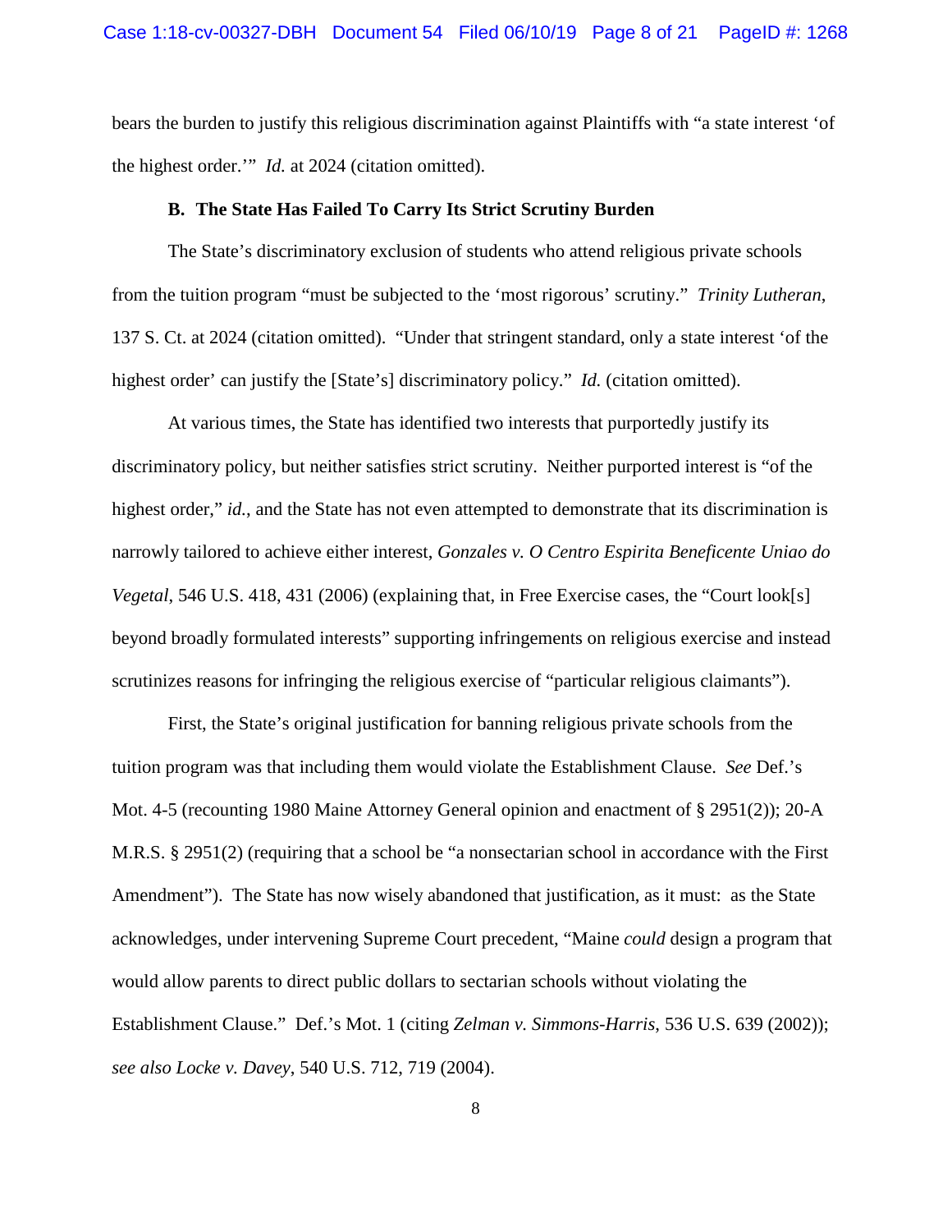bears the burden to justify this religious discrimination against Plaintiffs with "a state interest 'of the highest order.'" *Id.* at 2024 (citation omitted).

### B. The State Has Failed To Carry Its Strict Scrutiny Burden

The State's discriminatory exclusion of students who attend religious private schools from the tuition program "must be subjected to the 'most rigorous' scrutiny." *Trinity Lutheran*, 137 S. Ct. at 2024 (citation omitted). "Under that stringent standard, only a state interest 'of the highest order' can justify the [State's] discriminatory policy." *Id.* (citation omitted).

At various times, the State has identified two interests that purportedly justify its discriminatory policy, but neither satisfies strict scrutiny. Neither purported interest is "of the highest order," *id.*, and the State has not even attempted to demonstrate that its discrimination is narrowly tailored to achieve either interest, *Gonzales v. O Centro Espirita Beneficente Uniao do Vegetal*, 546 U.S. 418, 431 (2006) (explaining that, in Free Exercise cases, the "Court look[s] beyond broadly formulated interests" supporting infringements on religious exercise and instead scrutinizes reasons for infringing the religious exercise of "particular religious claimants").

First, the State's original justification for banning religious private schools from the tuition program was that including them would violate the Establishment Clause. *See* Def.'s Mot. 4-5 (recounting 1980 Maine Attorney General opinion and enactment of § 2951(2)); 20-A M.R.S. § 2951(2) (requiring that a school be "a nonsectarian school in accordance with the First Amendment"). The State has now wisely abandoned that justification, as it must: as the State acknowledges, under intervening Supreme Court precedent, "Maine *could* design a program that would allow parents to direct public dollars to sectarian schools without violating the Establishment Clause." Def.'s Mot. 1 (citing *Zelman v. Simmons-Harris*, 536 U.S. 639 (2002)); *see also Locke v. Davey*, 540 U.S. 712, 719 (2004).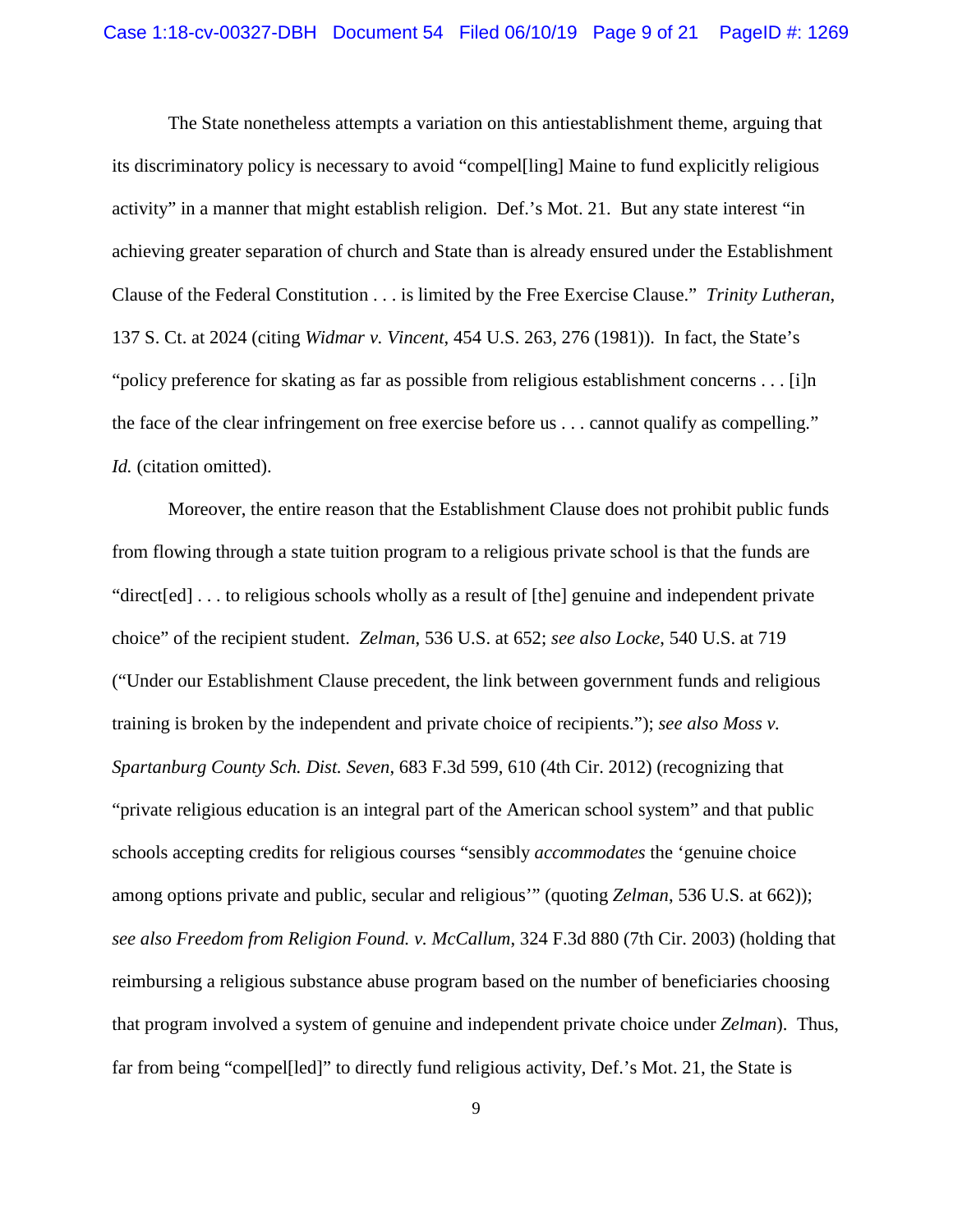The State nonetheless attempts a variation on this antiestablishment theme, arguing that its discriminatory policy is necessary to avoid "compel[ling] Maine to fund explicitly religious activity" in a manner that might establish religion. Def.'s Mot. 21. But any state interest "in achieving greater separation of church and State than is already ensured under the Establishment Clause of the Federal Constitution . . . is limited by the Free Exercise Clause." *Trinity Lutheran*, 137 S. Ct. at 2024 (citing *Widmar v. Vincent*, 454 U.S. 263, 276 (1981)). In fact, the State's "policy preference for skating as far as possible from religious establishment concerns . . . [i]n the face of the clear infringement on free exercise before us . . . cannot qualify as compelling." *Id.* (citation omitted).

Moreover, the entire reason that the Establishment Clause does not prohibit public funds from flowing through a state tuition program to a religious private school is that the funds are "direct[ed] . . . to religious schools wholly as a result of [the] genuine and independent private choice" of the recipient student. *Zelman*, 536 U.S. at 652; *see also Locke*, 540 U.S. at 719 ("Under our Establishment Clause precedent, the link between government funds and religious training is broken by the independent and private choice of recipients."); *see also Moss v. Spartanburg County Sch. Dist. Seven*, 683 F.3d 599, 610 (4th Cir. 2012) (recognizing that "private religious education is an integral part of the American school system" and that public schools accepting credits for religious courses "sensibly *accommodates* the 'genuine choice among options private and public, secular and religious'" (quoting *Zelman*, 536 U.S. at 662)); *see also Freedom from Religion Found. v. McCallum*, 324 F.3d 880 (7th Cir. 2003) (holding that reimbursing a religious substance abuse program based on the number of beneficiaries choosing that program involved a system of genuine and independent private choice under *Zelman*). Thus, far from being "compel[led]" to directly fund religious activity, Def.'s Mot. 21, the State is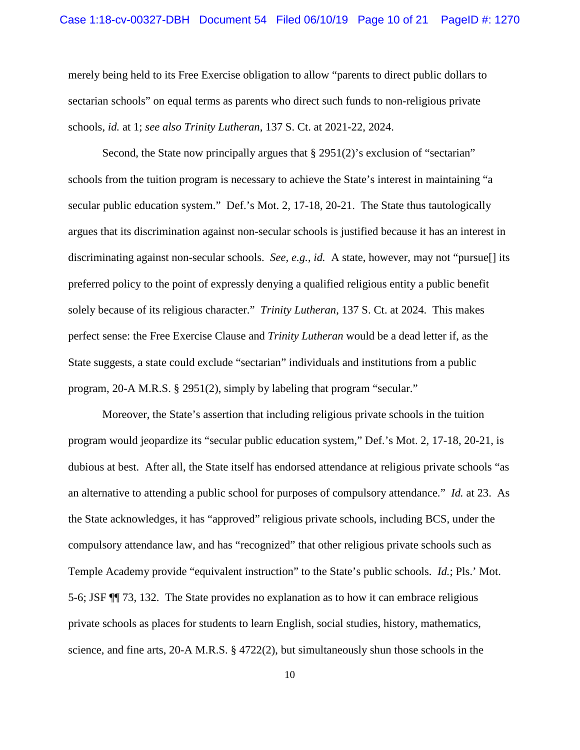merely being held to its Free Exercise obligation to allow "parents to direct public dollars to sectarian schools" on equal terms as parents who direct such funds to non-religious private schools, *id.* at 1; *see also Trinity Lutheran*, 137 S. Ct. at 2021-22, 2024.

Second, the State now principally argues that § 2951(2)'s exclusion of "sectarian" schools from the tuition program is necessary to achieve the State's interest in maintaining "a secular public education system." Def.'s Mot. 2, 17-18, 20-21. The State thus tautologically argues that its discrimination against non-secular schools is justified because it has an interest in discriminating against non-secular schools. *See, e.g.*, *id.* A state, however, may not "pursue[] its preferred policy to the point of expressly denying a qualified religious entity a public benefit solely because of its religious character." *Trinity Lutheran*, 137 S. Ct. at 2024. This makes perfect sense: the Free Exercise Clause and *Trinity Lutheran* would be a dead letter if, as the State suggests, a state could exclude "sectarian" individuals and institutions from a public program, 20-A M.R.S. § 2951(2), simply by labeling that program "secular."

Moreover, the State's assertion that including religious private schools in the tuition program would jeopardize its "secular public education system," Def.'s Mot. 2, 17-18, 20-21, is dubious at best. After all, the State itself has endorsed attendance at religious private schools "as an alternative to attending a public school for purposes of compulsory attendance." *Id.* at 23. As the State acknowledges, it has "approved" religious private schools, including BCS, under the compulsory attendance law, and has "recognized" that other religious private schools such as Temple Academy provide "equivalent instruction" to the State's public schools. *Id.*; Pls.' Mot. 5-6; JSF ¶¶ 73, 132. The State provides no explanation as to how it can embrace religious private schools as places for students to learn English, social studies, history, mathematics, science, and fine arts, 20-A M.R.S. § 4722(2), but simultaneously shun those schools in the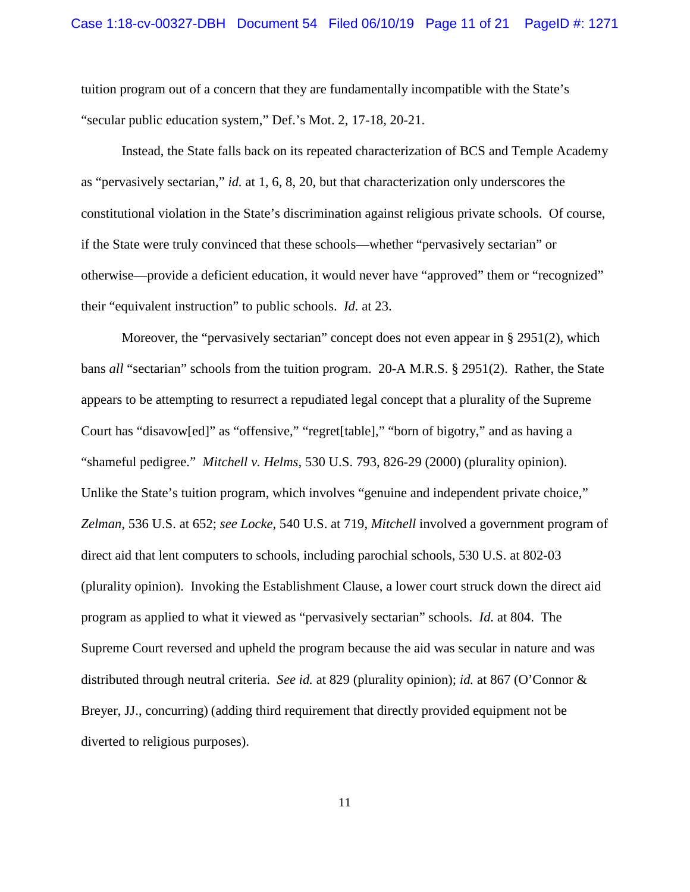tuition program out of a concern that they are fundamentally incompatible with the State's "secular public education system," Def.'s Mot. 2, 17-18, 20-21.

Instead, the State falls back on its repeated characterization of BCS and Temple Academy as "pervasively sectarian," *id.* at 1, 6, 8, 20, but that characterization only underscores the constitutional violation in the State's discrimination against religious private schools. Of course, if the State were truly convinced that these schools—whether "pervasively sectarian" or otherwise—provide a deficient education, it would never have "approved" them or "recognized" their "equivalent instruction" to public schools. *Id.* at 23.

Moreover, the "pervasively sectarian" concept does not even appear in § 2951(2), which bans *all* "sectarian" schools from the tuition program. 20-A M.R.S. § 2951(2). Rather, the State appears to be attempting to resurrect a repudiated legal concept that a plurality of the Supreme Court has "disavow[ed]" as "offensive," "regret[table]," "born of bigotry," and as having a "shameful pedigree." *Mitchell v. Helms*, 530 U.S. 793, 826-29 (2000) (plurality opinion). Unlike the State's tuition program, which involves "genuine and independent private choice," *Zelman*, 536 U.S. at 652; *see Locke*, 540 U.S. at 719, *Mitchell* involved a government program of direct aid that lent computers to schools, including parochial schools, 530 U.S. at 802-03 (plurality opinion). Invoking the Establishment Clause, a lower court struck down the direct aid program as applied to what it viewed as "pervasively sectarian" schools. *Id.* at 804. The Supreme Court reversed and upheld the program because the aid was secular in nature and was distributed through neutral criteria. *See id.* at 829 (plurality opinion); *id.* at 867 (O'Connor & Breyer, JJ., concurring) (adding third requirement that directly provided equipment not be diverted to religious purposes).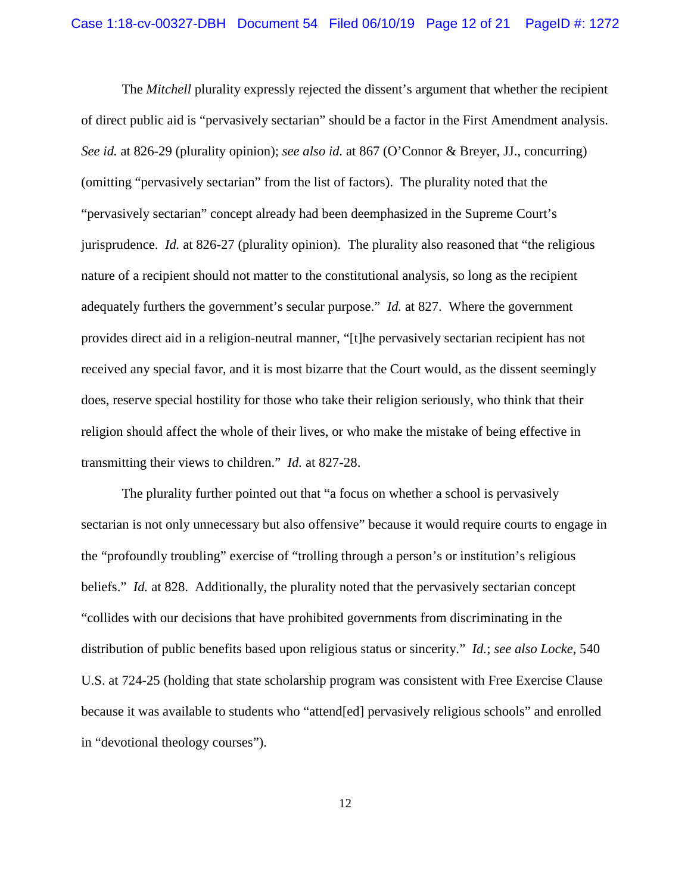The *Mitchell* plurality expressly rejected the dissent's argument that whether the recipient of direct public aid is "pervasively sectarian" should be a factor in the First Amendment analysis. *See id.* at 826-29 (plurality opinion); *see also id.* at 867 (O'Connor & Breyer, JJ., concurring) (omitting "pervasively sectarian" from the list of factors). The plurality noted that the "pervasively sectarian" concept already had been deemphasized in the Supreme Court's jurisprudence. *Id.* at 826-27 (plurality opinion). The plurality also reasoned that "the religious nature of a recipient should not matter to the constitutional analysis, so long as the recipient adequately furthers the government's secular purpose." *Id.* at 827. Where the government provides direct aid in a religion-neutral manner, "[t]he pervasively sectarian recipient has not received any special favor, and it is most bizarre that the Court would, as the dissent seemingly does, reserve special hostility for those who take their religion seriously, who think that their religion should affect the whole of their lives, or who make the mistake of being effective in transmitting their views to children." *Id.* at 827-28.

The plurality further pointed out that "a focus on whether a school is pervasively sectarian is not only unnecessary but also offensive" because it would require courts to engage in the "profoundly troubling" exercise of "trolling through a person's or institution's religious beliefs." *Id.* at 828. Additionally, the plurality noted that the pervasively sectarian concept "collides with our decisions that have prohibited governments from discriminating in the distribution of public benefits based upon religious status or sincerity." *Id.*; *see also Locke*, 540 U.S. at 724-25 (holding that state scholarship program was consistent with Free Exercise Clause because it was available to students who "attend[ed] pervasively religious schools" and enrolled in "devotional theology courses").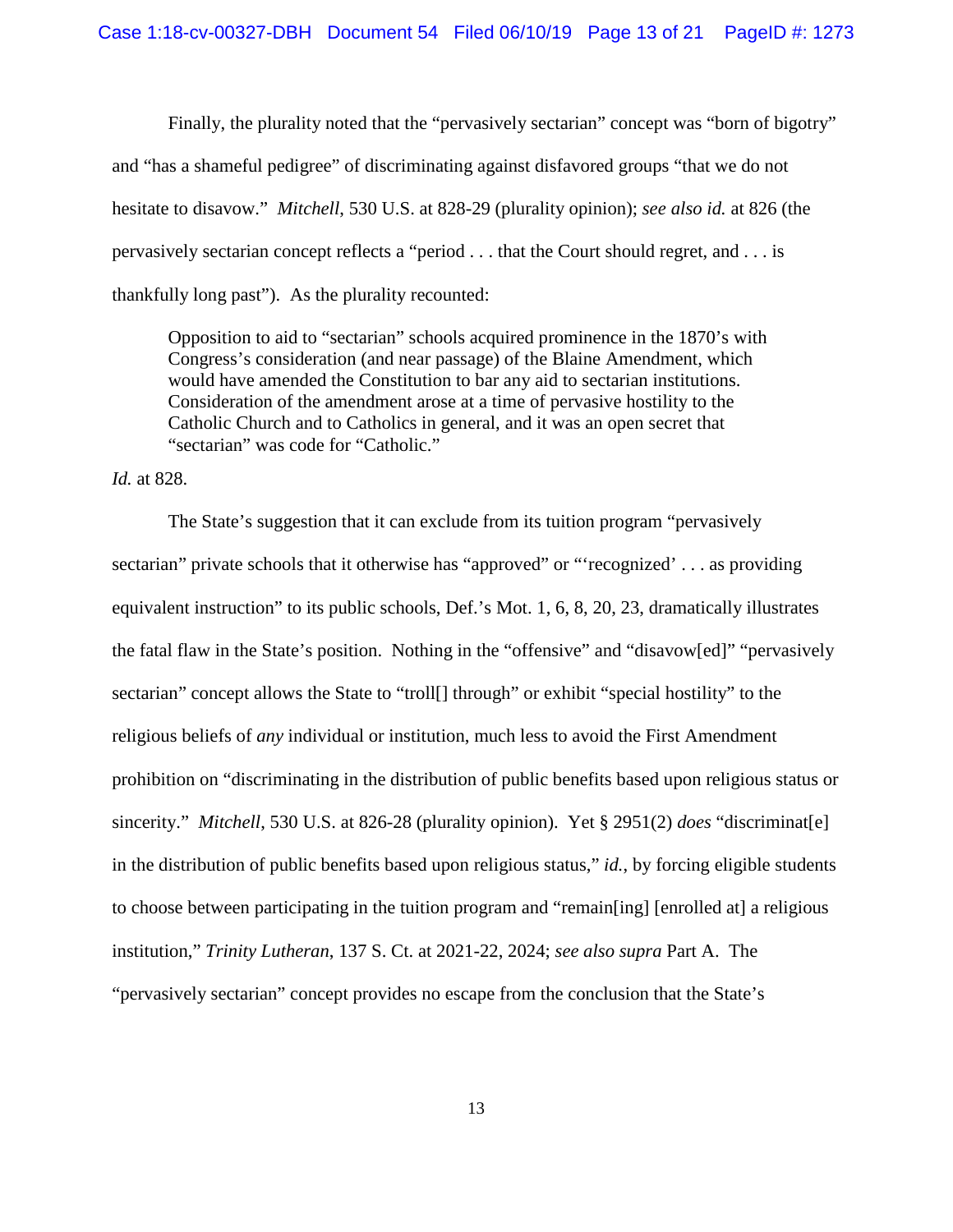Finally, the plurality noted that the "pervasively sectarian" concept was "born of bigotry" and "has a shameful pedigree" of discriminating against disfavored groups "that we do not hesitate to disavow." *Mitchell*, 530 U.S. at 828-29 (plurality opinion); *see also id.* at 826 (the pervasively sectarian concept reflects a "period . . . that the Court should regret, and . . . is thankfully long past"). As the plurality recounted:

> Opposition to aid to "sectarian" schools acquired prominence in the 1870's with Congress's consideration (and near passage) of the Blaine Amendment, which would have amended the Constitution to bar any aid to sectarian institutions. Consideration of the amendment arose at a time of pervasive hostility to the Catholic Church and to Catholics in general, and it was an open secret that "sectarian" was code for "Catholic."

*Id.* at 828.

The State's suggestion that it can exclude from its tuition program "pervasively sectarian" private schools that it otherwise has "approved" or "'recognized' . . . as providing equivalent instruction" to its public schools, Def.'s Mot. 1, 6, 8, 20, 23, dramatically illustrates the fatal flaw in the State's position. Nothing in the "offensive" and "disavow[ed]" "pervasively sectarian" concept allows the State to "troll[] through" or exhibit "special hostility" to the religious beliefs of *any* individual or institution, much less to avoid the First Amendment prohibition on "discriminating in the distribution of public benefits based upon religious status or sincerity." *Mitchell*, 530 U.S. at 826-28 (plurality opinion). Yet § 2951(2) *does* "discriminat[e] in the distribution of public benefits based upon religious status," *id.*, by forcing eligible students to choose between participating in the tuition program and "remain[ing] [enrolled at] a religious institution," *Trinity Lutheran*, 137 S. Ct. at 2021-22, 2024; *see also supra* Part A. The "pervasively sectarian" concept provides no escape from the conclusion that the State's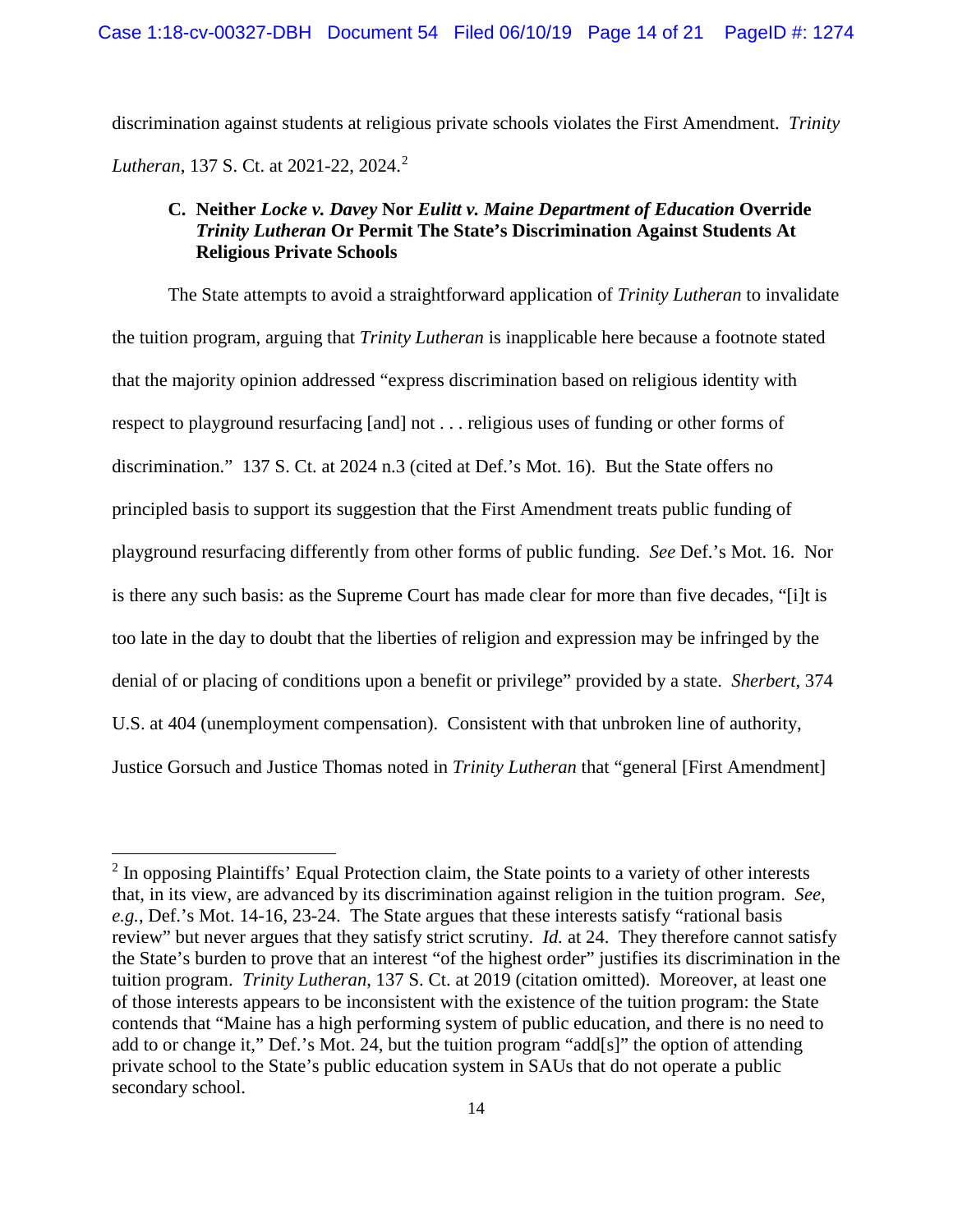discrimination against students at religious private schools violates the First Amendment. *Trinity Lutheran*, 137 S. Ct. at 2021-22, 2024.[2]

### C. Neither *Locke v. Davey* Nor *Eulitt v. Maine Department of Education* Override *Trinity Lutheran* Or Permit The State's Discrimination Against Students At Religious Private Schools

The State attempts to avoid a straightforward application of *Trinity Lutheran* to invalidate the tuition program, arguing that *Trinity Lutheran* is inapplicable here because a footnote stated that the majority opinion addressed "express discrimination based on religious identity with respect to playground resurfacing [and] not . . . religious uses of funding or other forms of discrimination." 137 S. Ct. at 2024 n.3 (cited at Def.'s Mot. 16). But the State offers no principled basis to support its suggestion that the First Amendment treats public funding of playground resurfacing differently from other forms of public funding. *See* Def.'s Mot. 16. Nor is there any such basis: as the Supreme Court has made clear for more than five decades, "[i]t is too late in the day to doubt that the liberties of religion and expression may be infringed by the denial of or placing of conditions upon a benefit or privilege" provided by a state. *Sherbert*, 374 U.S. at 404 (unemployment compensation). Consistent with that unbroken line of authority, Justice Gorsuch and Justice Thomas noted in *Trinity Lutheran* that "general [First Amendment]

---

[2] In opposing Plaintiffs' Equal Protection claim, the State points to a variety of other interests that, in its view, are advanced by its discrimination against religion in the tuition program. *See, e.g.*, Def.'s Mot. 14-16, 23-24. The State argues that these interests satisfy "rational basis review" but never argues that they satisfy strict scrutiny. *Id.* at 24. They therefore cannot satisfy the State's burden to prove that an interest "of the highest order" justifies its discrimination in the tuition program. *Trinity Lutheran*, 137 S. Ct. at 2019 (citation omitted). Moreover, at least one of those interests appears to be inconsistent with the existence of the tuition program: the State contends that "Maine has a high performing system of public education, and there is no need to add to or change it," Def.'s Mot. 24, but the tuition program "add[s]" the option of attending private school to the State's public education system in SAUs that do not operate a public secondary school.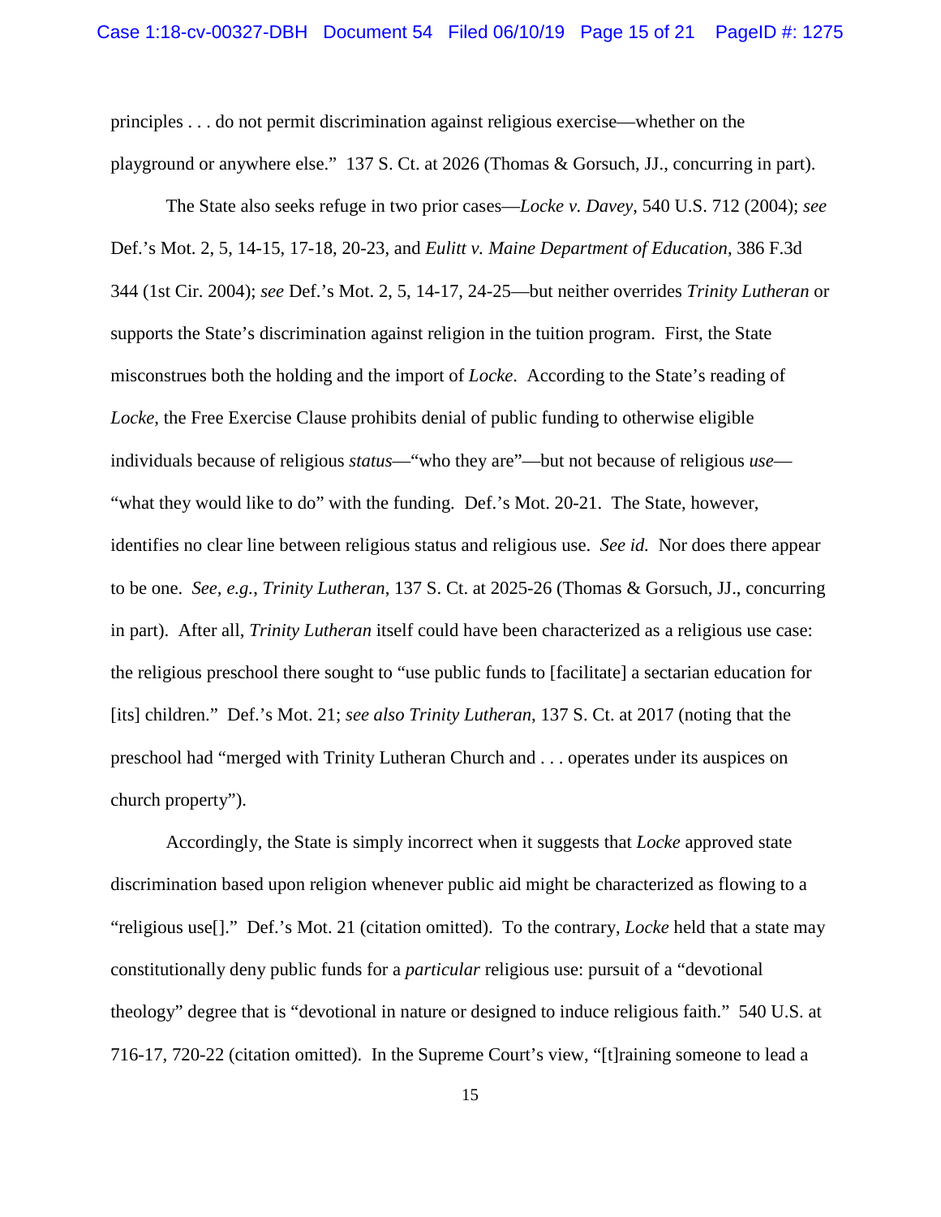principles . . . do not permit discrimination against religious exercise—whether on the playground or anywhere else." 137 S. Ct. at 2026 (Thomas & Gorsuch, JJ., concurring in part).

The State also seeks refuge in two prior cases—*Locke v. Davey*, 540 U.S. 712 (2004); *see* Def.'s Mot. 2, 5, 14-15, 17-18, 20-23, and *Eulitt v. Maine Department of Education*, 386 F.3d 344 (1st Cir. 2004); *see* Def.'s Mot. 2, 5, 14-17, 24-25—but neither overrides *Trinity Lutheran* or supports the State's discrimination against religion in the tuition program. First, the State misconstrues both the holding and the import of *Locke*. According to the State's reading of *Locke*, the Free Exercise Clause prohibits denial of public funding to otherwise eligible individuals because of religious *status*—"who they are"—but not because of religious *use*—"what they would like to do" with the funding. Def.'s Mot. 20-21. The State, however, identifies no clear line between religious status and religious use. *See id.* Nor does there appear to be one. *See, e.g.*, *Trinity Lutheran*, 137 S. Ct. at 2025-26 (Thomas & Gorsuch, JJ., concurring in part). After all, *Trinity Lutheran* itself could have been characterized as a religious use case: the religious preschool there sought to "use public funds to [facilitate] a sectarian education for [its] children." Def.'s Mot. 21; *see also Trinity Lutheran*, 137 S. Ct. at 2017 (noting that the preschool had "merged with Trinity Lutheran Church and . . . operates under its auspices on church property").

Accordingly, the State is simply incorrect when it suggests that *Locke* approved state discrimination based upon religion whenever public aid might be characterized as flowing to a "religious use[]." Def.'s Mot. 21 (citation omitted). To the contrary, *Locke* held that a state may constitutionally deny public funds for a *particular* religious use: pursuit of a "devotional theology" degree that is "devotional in nature or designed to induce religious faith." 540 U.S. at 716-17, 720-22 (citation omitted). In the Supreme Court's view, "[t]raining someone to lead a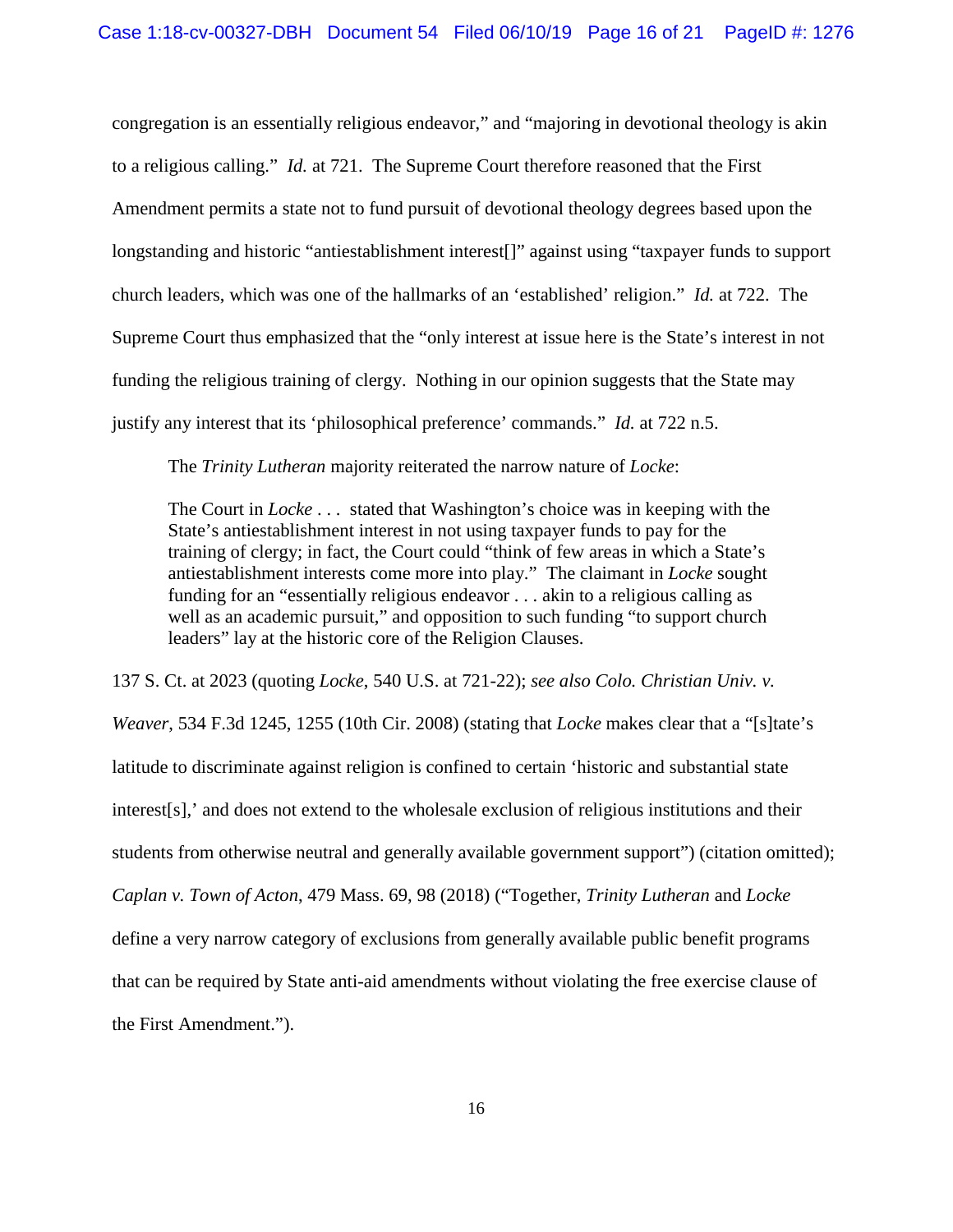congregation is an essentially religious endeavor," and "majoring in devotional theology is akin to a religious calling." *Id.* at 721. The Supreme Court therefore reasoned that the First Amendment permits a state not to fund pursuit of devotional theology degrees based upon the longstanding and historic "antiestablishment interest[]" against using "taxpayer funds to support church leaders, which was one of the hallmarks of an 'established' religion." *Id.* at 722. The Supreme Court thus emphasized that the "only interest at issue here is the State's interest in not funding the religious training of clergy. Nothing in our opinion suggests that the State may justify any interest that its 'philosophical preference' commands." *Id.* at 722 n.5.

The *Trinity Lutheran* majority reiterated the narrow nature of *Locke*:

> The Court in *Locke* . . . stated that Washington's choice was in keeping with the State's antiestablishment interest in not using taxpayer funds to pay for the training of clergy; in fact, the Court could "think of few areas in which a State's antiestablishment interests come more into play." The claimant in *Locke* sought funding for an "essentially religious endeavor . . . akin to a religious calling as well as an academic pursuit," and opposition to such funding "to support church leaders" lay at the historic core of the Religion Clauses.

137 S. Ct. at 2023 (quoting *Locke*, 540 U.S. at 721-22); *see also Colo. Christian Univ. v. Weaver*, 534 F.3d 1245, 1255 (10th Cir. 2008) (stating that *Locke* makes clear that a "[s]tate's latitude to discriminate against religion is confined to certain 'historic and substantial state interest[s],' and does not extend to the wholesale exclusion of religious institutions and their students from otherwise neutral and generally available government support") (citation omitted); *Caplan v. Town of Acton*, 479 Mass. 69, 98 (2018) ("Together, *Trinity Lutheran* and *Locke* define a very narrow category of exclusions from generally available public benefit programs that can be required by State anti-aid amendments without violating the free exercise clause of the First Amendment.").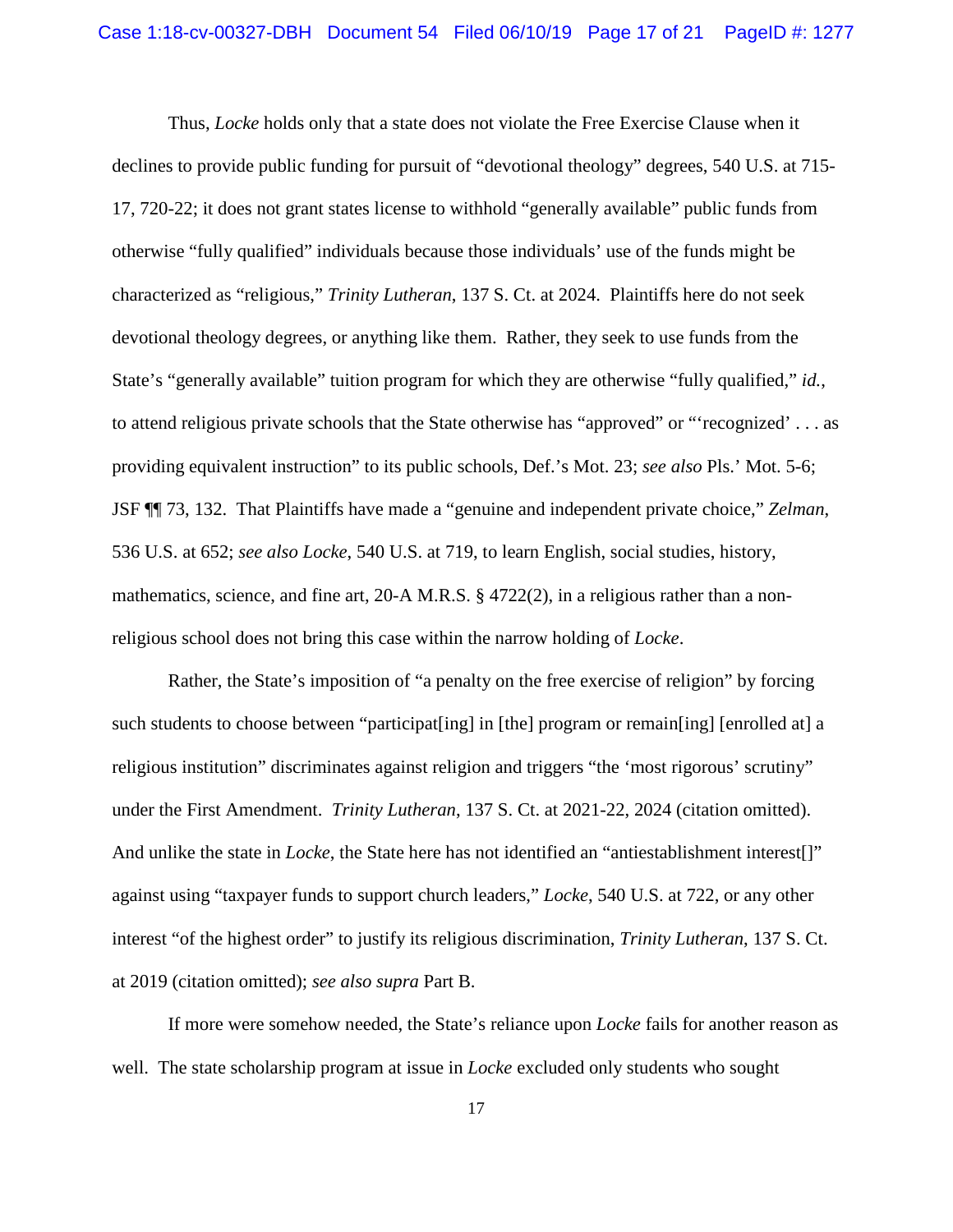Thus, *Locke* holds only that a state does not violate the Free Exercise Clause when it declines to provide public funding for pursuit of "devotional theology" degrees, 540 U.S. at 715-17, 720-22; it does not grant states license to withhold "generally available" public funds from otherwise "fully qualified" individuals because those individuals' use of the funds might be characterized as "religious," *Trinity Lutheran*, 137 S. Ct. at 2024. Plaintiffs here do not seek devotional theology degrees, or anything like them. Rather, they seek to use funds from the State's "generally available" tuition program for which they are otherwise "fully qualified," *id.*, to attend religious private schools that the State otherwise has "approved" or "'recognized' . . . as providing equivalent instruction" to its public schools, Def.'s Mot. 23; *see also* Pls.' Mot. 5-6; JSF ¶¶ 73, 132. That Plaintiffs have made a "genuine and independent private choice," *Zelman*, 536 U.S. at 652; *see also Locke*, 540 U.S. at 719, to learn English, social studies, history, mathematics, science, and fine art, 20-A M.R.S. § 4722(2), in a religious rather than a non-religious school does not bring this case within the narrow holding of *Locke*.

Rather, the State's imposition of "a penalty on the free exercise of religion" by forcing such students to choose between "participat[ing] in [the] program or remain[ing] [enrolled at] a religious institution" discriminates against religion and triggers "the 'most rigorous' scrutiny" under the First Amendment. *Trinity Lutheran*, 137 S. Ct. at 2021-22, 2024 (citation omitted). And unlike the state in *Locke*, the State here has not identified an "antiestablishment interest[]" against using "taxpayer funds to support church leaders," *Locke*, 540 U.S. at 722, or any other interest "of the highest order" to justify its religious discrimination, *Trinity Lutheran*, 137 S. Ct. at 2019 (citation omitted); *see also supra* Part B.

If more were somehow needed, the State's reliance upon *Locke* fails for another reason as well. The state scholarship program at issue in *Locke* excluded only students who sought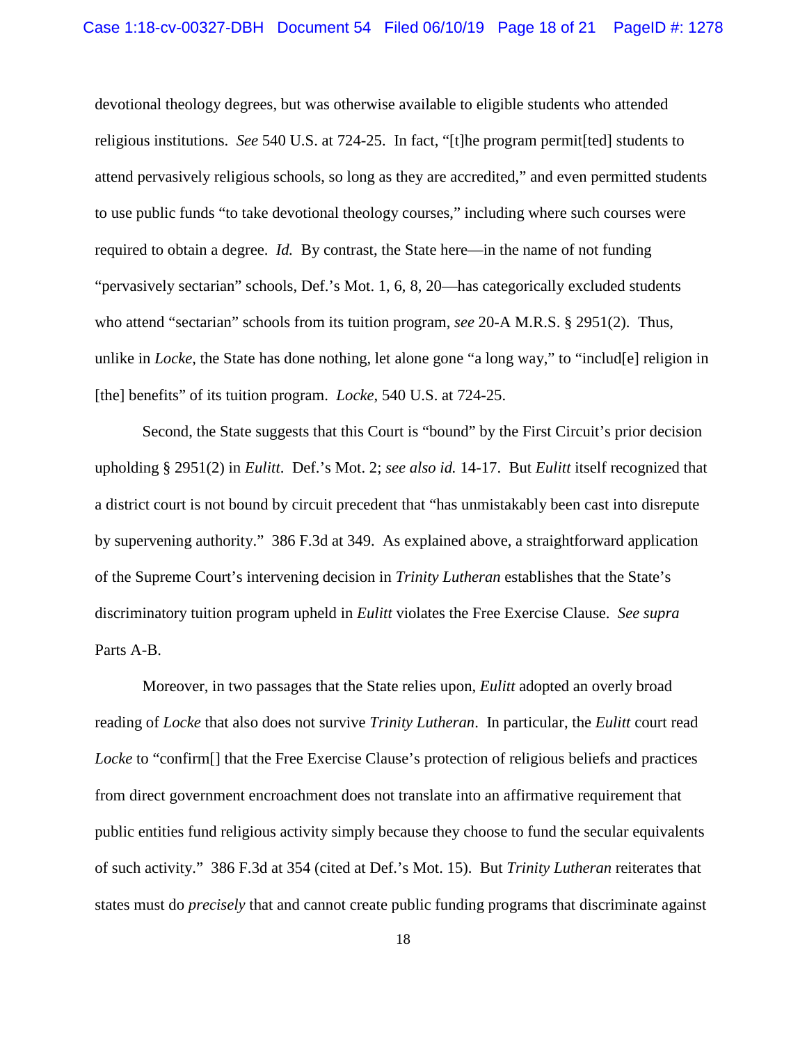devotional theology degrees, but was otherwise available to eligible students who attended religious institutions. *See* 540 U.S. at 724-25. In fact, "[t]he program permit[ted] students to attend pervasively religious schools, so long as they are accredited," and even permitted students to use public funds "to take devotional theology courses," including where such courses were required to obtain a degree. *Id.* By contrast, the State here—in the name of not funding "pervasively sectarian" schools, Def.'s Mot. 1, 6, 8, 20—has categorically excluded students who attend "sectarian" schools from its tuition program, *see* 20-A M.R.S. § 2951(2). Thus, unlike in *Locke*, the State has done nothing, let alone gone "a long way," to "includ[e] religion in [the] benefits" of its tuition program. *Locke*, 540 U.S. at 724-25.

Second, the State suggests that this Court is "bound" by the First Circuit's prior decision upholding § 2951(2) in *Eulitt*. Def.'s Mot. 2; *see also id.* 14-17. But *Eulitt* itself recognized that a district court is not bound by circuit precedent that "has unmistakably been cast into disrepute by supervening authority." 386 F.3d at 349. As explained above, a straightforward application of the Supreme Court's intervening decision in *Trinity Lutheran* establishes that the State's discriminatory tuition program upheld in *Eulitt* violates the Free Exercise Clause. *See supra* Parts A-B.

Moreover, in two passages that the State relies upon, *Eulitt* adopted an overly broad reading of *Locke* that also does not survive *Trinity Lutheran*. In particular, the *Eulitt* court read *Locke* to "confirm[] that the Free Exercise Clause's protection of religious beliefs and practices from direct government encroachment does not translate into an affirmative requirement that public entities fund religious activity simply because they choose to fund the secular equivalents of such activity." 386 F.3d at 354 (cited at Def.'s Mot. 15). But *Trinity Lutheran* reiterates that states must do *precisely* that and cannot create public funding programs that discriminate against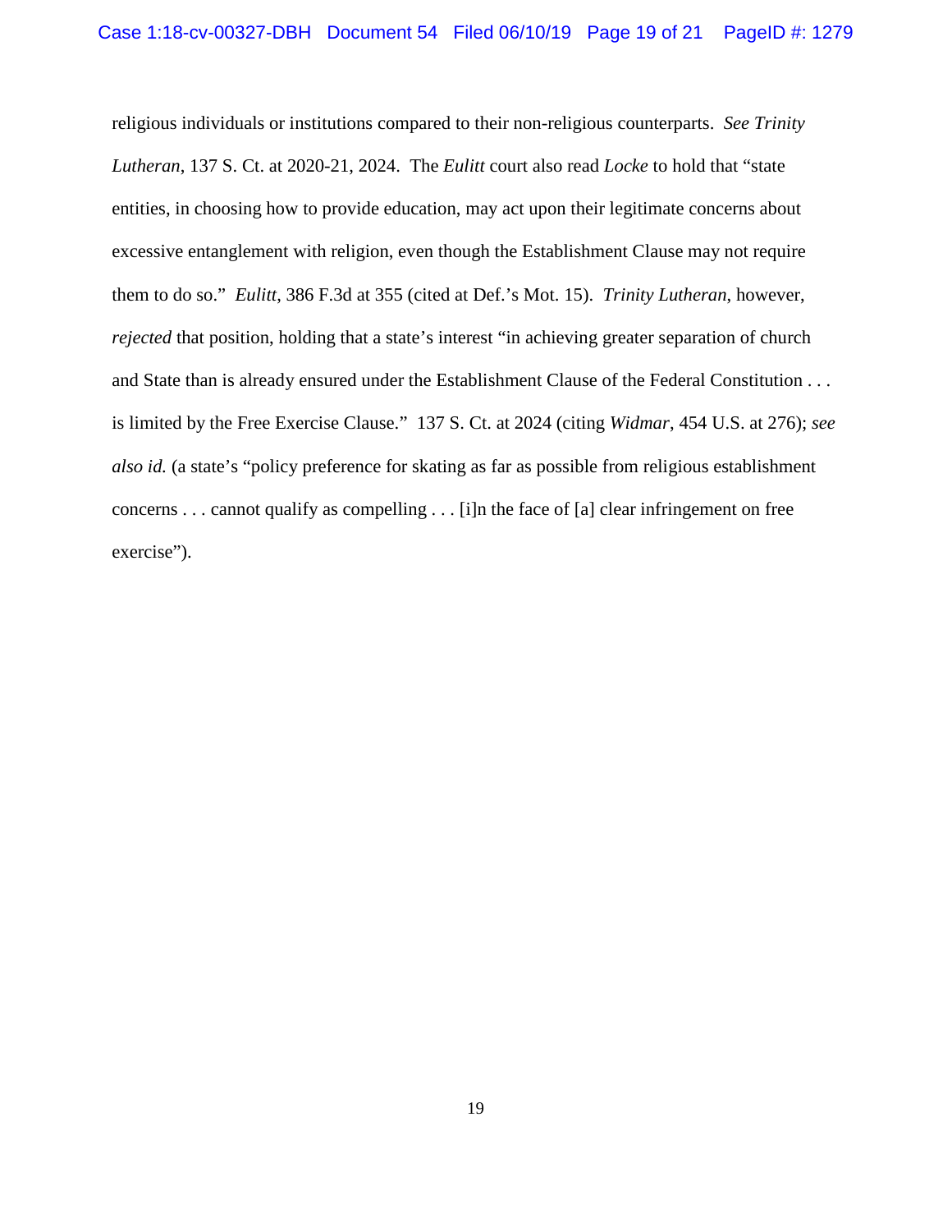religious individuals or institutions compared to their non-religious counterparts. *See Trinity Lutheran*, 137 S. Ct. at 2020-21, 2024. The *Eulitt* court also read *Locke* to hold that "state entities, in choosing how to provide education, may act upon their legitimate concerns about excessive entanglement with religion, even though the Establishment Clause may not require them to do so." *Eulitt*, 386 F.3d at 355 (cited at Def.'s Mot. 15). *Trinity Lutheran*, however, *rejected* that position, holding that a state's interest "in achieving greater separation of church and State than is already ensured under the Establishment Clause of the Federal Constitution . . . is limited by the Free Exercise Clause." 137 S. Ct. at 2024 (citing *Widmar*, 454 U.S. at 276); *see also id.* (a state's "policy preference for skating as far as possible from religious establishment concerns . . . cannot qualify as compelling . . . [i]n the face of [a] clear infringement on free exercise").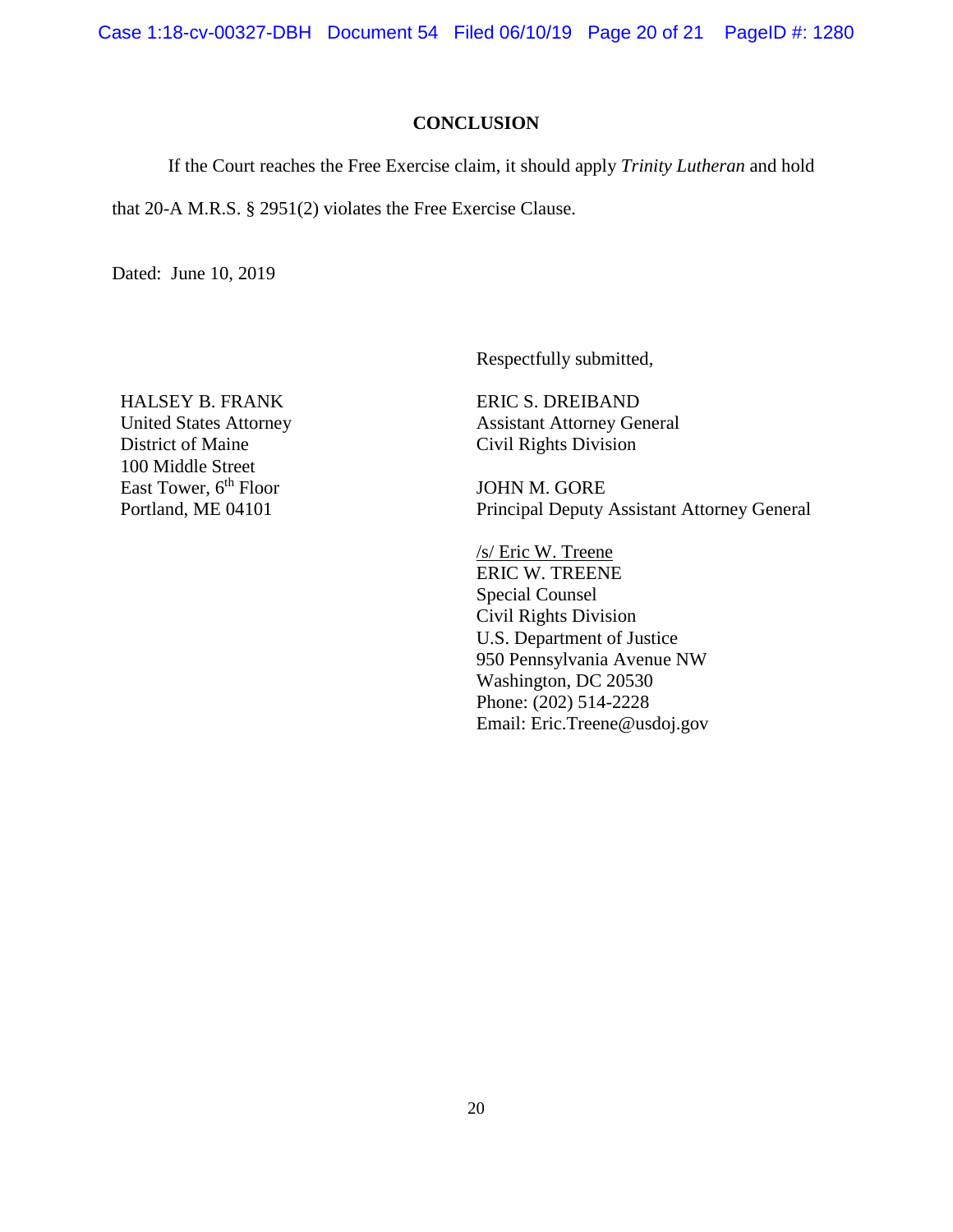## CONCLUSION

If the Court reaches the Free Exercise claim, it should apply *Trinity Lutheran* and hold that 20-A M.R.S. § 2951(2) violates the Free Exercise Clause.

Dated: June 10, 2019

Respectfully submitted,

HALSEY B. FRANK
United States Attorney
District of Maine
100 Middle Street
East Tower, 6th Floor
Portland, ME 04101

ERIC S. DREIBAND
Assistant Attorney General
Civil Rights Division

JOHN M. GORE
Principal Deputy Assistant Attorney General

/s/ Eric W. Treene
ERIC W. TREENE
Special Counsel
Civil Rights Division
U.S. Department of Justice
950 Pennsylvania Avenue NW
Washington, DC 20530
Phone: (202) 514-2228
Email: Eric.Treene@usdoj.gov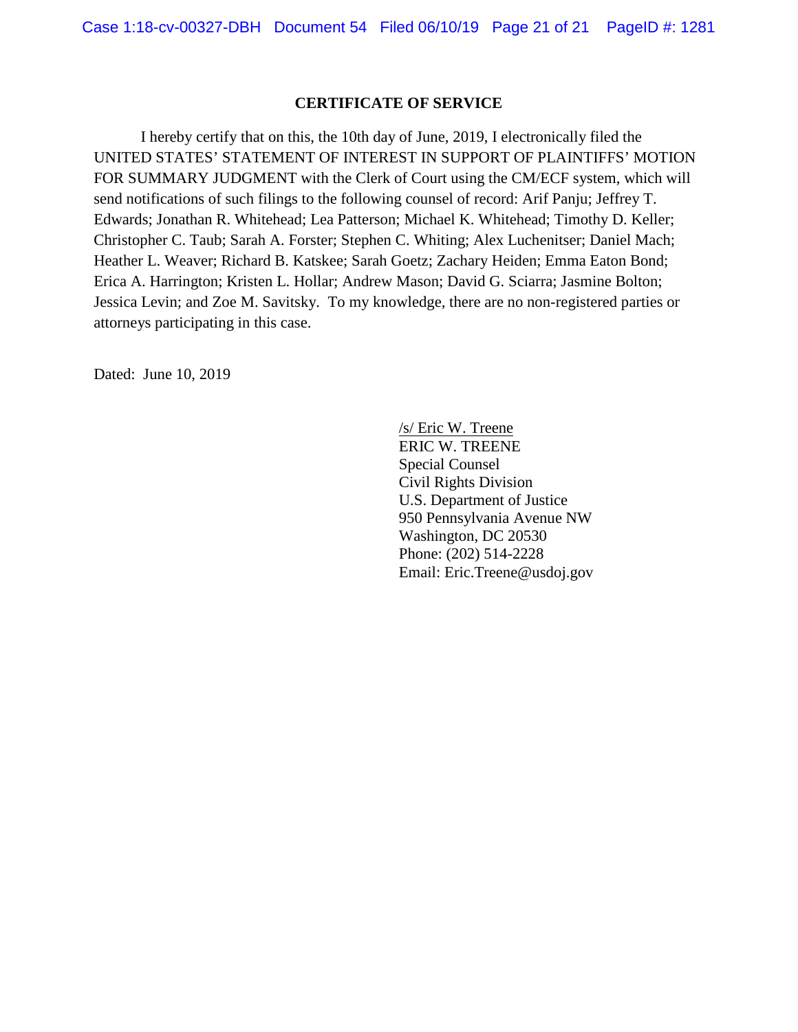## CERTIFICATE OF SERVICE

I hereby certify that on this, the 10th day of June, 2019, I electronically filed the UNITED STATES' STATEMENT OF INTEREST IN SUPPORT OF PLAINTIFFS' MOTION FOR SUMMARY JUDGMENT with the Clerk of Court using the CM/ECF system, which will send notifications of such filings to the following counsel of record: Arif Panju; Jeffrey T. Edwards; Jonathan R. Whitehead; Lea Patterson; Michael K. Whitehead; Timothy D. Keller; Christopher C. Taub; Sarah A. Forster; Stephen C. Whiting; Alex Luchenitser; Daniel Mach; Heather L. Weaver; Richard B. Katskee; Sarah Goetz; Zachary Heiden; Emma Eaton Bond; Erica A. Harrington; Kristen L. Hollar; Andrew Mason; David G. Sciarra; Jasmine Bolton; Jessica Levin; and Zoe M. Savitsky. To my knowledge, there are no non-registered parties or attorneys participating in this case.

Dated: June 10, 2019

/s/ Eric W. Treene
ERIC W. TREENE
Special Counsel
Civil Rights Division
U.S. Department of Justice
950 Pennsylvania Avenue NW
Washington, DC 20530
Phone: (202) 514-2228
Email: Eric.Treene@usdoj.gov